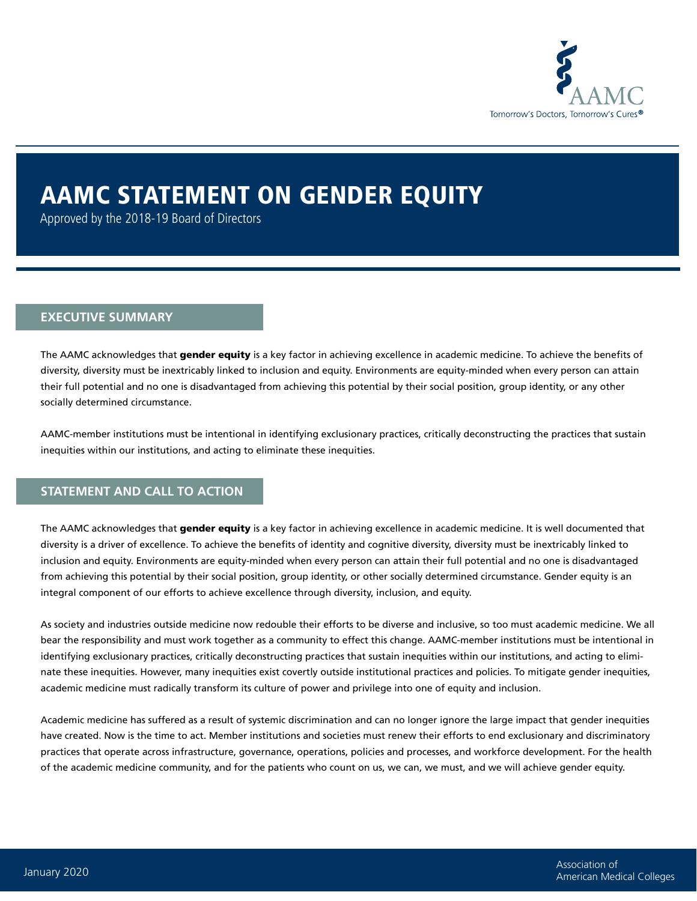# AAMC STATEMENT ON GENDER EQUITY

Approved by the 2018-19 Board of Directors

## EXECUTIVE SUMMARY

The AAMC acknowledges that **gender equity** is a key factor in achieving excellence in academic medicine. To achieve the benefits of diversity, diversity must be inextricably linked to inclusion and equity. Environments are equity-minded when every person can attain their full potential and no one is disadvantaged from achieving this potential by their social position, group identity, or any other socially determined circumstance.

AAMC-member institutions must be intentional in identifying exclusionary practices, critically deconstructing the practices that sustain inequities within our institutions, and acting to eliminate these inequities.

## STATEMENT AND CALL TO ACTION

The AAMC acknowledges that **gender equity** is a key factor in achieving excellence in academic medicine. It is well documented that diversity is a driver of excellence. To achieve the benefits of identity and cognitive diversity, diversity must be inextricably linked to inclusion and equity. Environments are equity-minded when every person can attain their full potential and no one is disadvantaged from achieving this potential by their social position, group identity, or other socially determined circumstance. Gender equity is an integral component of our efforts to achieve excellence through diversity, inclusion, and equity.

As society and industries outside medicine now redouble their efforts to be diverse and inclusive, so too must academic medicine. We all bear the responsibility and must work together as a community to effect this change. AAMC-member institutions must be intentional in identifying exclusionary practices, critically deconstructing practices that sustain inequities within our institutions, and acting to eliminate these inequities. However, many inequities exist covertly outside institutional practices and policies. To mitigate gender inequities, academic medicine must radically transform its culture of power and privilege into one of equity and inclusion.

Academic medicine has suffered as a result of systemic discrimination and can no longer ignore the large impact that gender inequities have created. Now is the time to act. Member institutions and societies must renew their efforts to end exclusionary and discriminatory practices that operate across infrastructure, governance, operations, policies and processes, and workforce development. For the health of the academic medicine community, and for the patients who count on us, we can, we must, and we will achieve gender equity.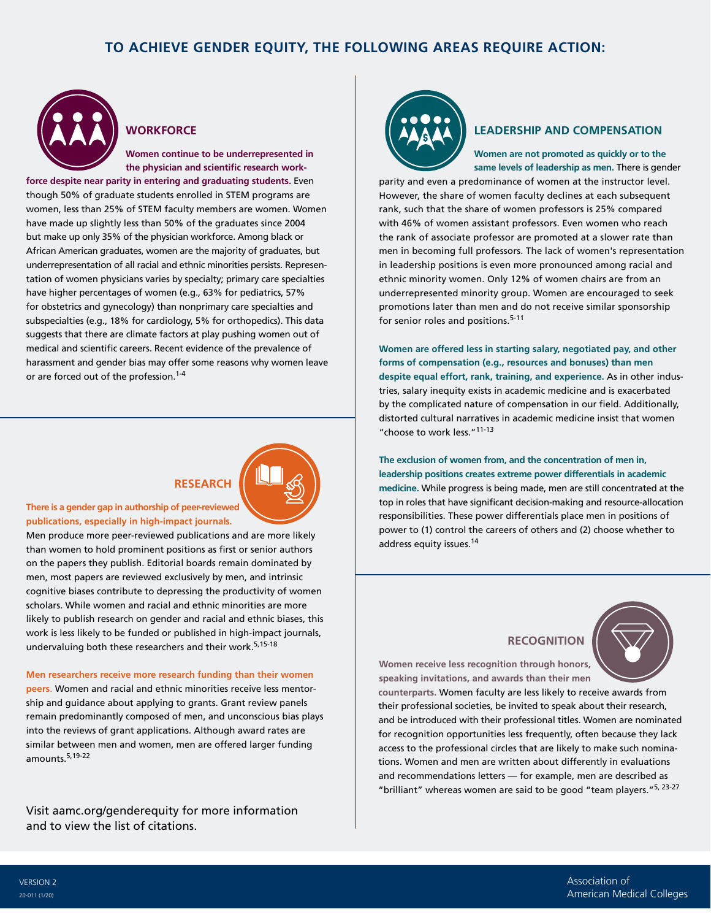## TO ACHIEVE GENDER EQUITY, THE FOLLOWING AREAS REQUIRE ACTION:

### WORKFORCE

**Women continue to be underrepresented in the physician and scientific research workforce despite near parity in entering and graduating students.** Even though 50% of graduate students enrolled in STEM programs are women, less than 25% of STEM faculty members are women. Women have made up slightly less than 50% of the graduates since 2004 but make up only 35% of the physician workforce. Among black or African American graduates, women are the majority of graduates, but underrepresentation of all racial and ethnic minorities persists. Representation of women physicians varies by specialty; primary care specialties have higher percentages of women (e.g., 63% for pediatrics, 57% for obstetrics and gynecology) than nonprimary care specialties and subspecialties (e.g., 18% for cardiology, 5% for orthopedics). This data suggests that there are climate factors at play pushing women out of medical and scientific careers. Recent evidence of the prevalence of harassment and gender bias may offer some reasons why women leave or are forced out of the profession.[1-4]

### RESEARCH

**There is a gender gap in authorship of peer-reviewed publications, especially in high-impact journals.** Men produce more peer-reviewed publications and are more likely than women to hold prominent positions as first or senior authors on the papers they publish. Editorial boards remain dominated by men, most papers are reviewed exclusively by men, and intrinsic cognitive biases contribute to depressing the productivity of women scholars. While women and racial and ethnic minorities are more likely to publish research on gender and racial and ethnic biases, this work is less likely to be funded or published in high-impact journals, undervaluing both these researchers and their work.[5,15-18]

**Men researchers receive more research funding than their women peers.** Women and racial and ethnic minorities receive less mentorship and guidance about applying to grants. Grant review panels remain predominantly composed of men, and unconscious bias plays into the reviews of grant applications. Although award rates are similar between men and women, men are offered larger funding amounts.[5,19-22]

Visit aamc.org/genderequity for more information and to view the list of citations.

### LEADERSHIP AND COMPENSATION

**Women are not promoted as quickly or to the same levels of leadership as men.** There is gender parity and even a predominance of women at the instructor level. However, the share of women faculty declines at each subsequent rank, such that the share of women professors is 25% compared with 46% of women assistant professors. Even women who reach the rank of associate professor are promoted at a slower rate than men in becoming full professors. The lack of women's representation in leadership positions is even more pronounced among racial and ethnic minority women. Only 12% of women chairs are from an underrepresented minority group. Women are encouraged to seek promotions later than men and do not receive similar sponsorship for senior roles and positions.[5-11]

**Women are offered less in starting salary, negotiated pay, and other forms of compensation (e.g., resources and bonuses) than men despite equal effort, rank, training, and experience.** As in other industries, salary inequity exists in academic medicine and is exacerbated by the complicated nature of compensation in our field. Additionally, distorted cultural narratives in academic medicine insist that women "choose to work less."[11-13]

**The exclusion of women from, and the concentration of men in, leadership positions creates extreme power differentials in academic medicine.** While progress is being made, men are still concentrated at the top in roles that have significant decision-making and resource-allocation responsibilities. These power differentials place men in positions of power to (1) control the careers of others and (2) choose whether to address equity issues.[14]

### RECOGNITION

**Women receive less recognition through honors, speaking invitations, and awards than their men counterparts.** Women faculty are less likely to receive awards from their professional societies, be invited to speak about their research, and be introduced with their professional titles. Women are nominated for recognition opportunities less frequently, often because they lack access to the professional circles that are likely to make such nominations. Women and men are written about differently in evaluations and recommendations letters — for example, men are described as "brilliant" whereas women are said to be good "team players."[5, 23-27]

VERSION 2

20-011 (1/20)

Association of American Medical Colleges